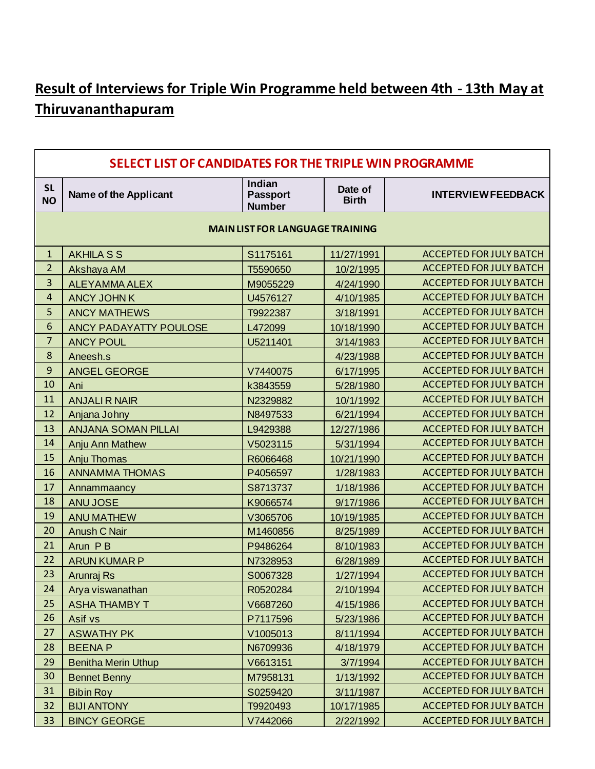# Result of Interviews for Triple Win Programme held between 4th - 13th May at Thiruvananthapuram

| SELECT LIST OF CANDIDATES FOR THE TRIPLE WIN PROGRAMME | | | | |
|---|---|---|---|---|
| **SL NO** | **Name of the Applicant** | **Indian Passport Number** | **Date of Birth** | **INTERVIEW FEEDBACK** |
| **MAIN LIST FOR LANGUAGE TRAINING** | | | | |
| 1 | AKHILA S S | S1175161 | 11/27/1991 | ACCEPTED FOR JULY BATCH |
| 2 | Akshaya AM | T5590650 | 10/2/1995 | ACCEPTED FOR JULY BATCH |
| 3 | ALEYAMMA ALEX | M9055229 | 4/24/1990 | ACCEPTED FOR JULY BATCH |
| 4 | ANCY JOHN K | U4576127 | 4/10/1985 | ACCEPTED FOR JULY BATCH |
| 5 | ANCY MATHEWS | T9922387 | 3/18/1991 | ACCEPTED FOR JULY BATCH |
| 6 | ANCY PADAYATTY POULOSE | L472099 | 10/18/1990 | ACCEPTED FOR JULY BATCH |
| 7 | ANCY POUL | U5211401 | 3/14/1983 | ACCEPTED FOR JULY BATCH |
| 8 | Aneesh.s | | 4/23/1988 | ACCEPTED FOR JULY BATCH |
| 9 | ANGEL GEORGE | V7440075 | 6/17/1995 | ACCEPTED FOR JULY BATCH |
| 10 | Ani | k3843559 | 5/28/1980 | ACCEPTED FOR JULY BATCH |
| 11 | ANJALI R NAIR | N2329882 | 10/1/1992 | ACCEPTED FOR JULY BATCH |
| 12 | Anjana Johny | N8497533 | 6/21/1994 | ACCEPTED FOR JULY BATCH |
| 13 | ANJANA SOMAN PILLAI | L9429388 | 12/27/1986 | ACCEPTED FOR JULY BATCH |
| 14 | Anju Ann Mathew | V5023115 | 5/31/1994 | ACCEPTED FOR JULY BATCH |
| 15 | Anju Thomas | R6066468 | 10/21/1990 | ACCEPTED FOR JULY BATCH |
| 16 | ANNAMMA THOMAS | P4056597 | 1/28/1983 | ACCEPTED FOR JULY BATCH |
| 17 | Annammaancy | S8713737 | 1/18/1986 | ACCEPTED FOR JULY BATCH |
| 18 | ANU JOSE | K9066574 | 9/17/1986 | ACCEPTED FOR JULY BATCH |
| 19 | ANU MATHEW | V3065706 | 10/19/1985 | ACCEPTED FOR JULY BATCH |
| 20 | Anush C Nair | M1460856 | 8/25/1989 | ACCEPTED FOR JULY BATCH |
| 21 | Arun P B | P9486264 | 8/10/1983 | ACCEPTED FOR JULY BATCH |
| 22 | ARUN KUMAR P | N7328953 | 6/28/1989 | ACCEPTED FOR JULY BATCH |
| 23 | Arunraj Rs | S0067328 | 1/27/1994 | ACCEPTED FOR JULY BATCH |
| 24 | Arya viswanathan | R0520284 | 2/10/1994 | ACCEPTED FOR JULY BATCH |
| 25 | ASHA THAMBY T | V6687260 | 4/15/1986 | ACCEPTED FOR JULY BATCH |
| 26 | Asif vs | P7117596 | 5/23/1986 | ACCEPTED FOR JULY BATCH |
| 27 | ASWATHY PK | V1005013 | 8/11/1994 | ACCEPTED FOR JULY BATCH |
| 28 | BEENA P | N6709936 | 4/18/1979 | ACCEPTED FOR JULY BATCH |
| 29 | Benitha Merin Uthup | V6613151 | 3/7/1994 | ACCEPTED FOR JULY BATCH |
| 30 | Bennet Benny | M7958131 | 1/13/1992 | ACCEPTED FOR JULY BATCH |
| 31 | Bibin Roy | S0259420 | 3/11/1987 | ACCEPTED FOR JULY BATCH |
| 32 | BIJI ANTONY | T9920493 | 10/17/1985 | ACCEPTED FOR JULY BATCH |
| 33 | BINCY GEORGE | V7442066 | 2/22/1992 | ACCEPTED FOR JULY BATCH |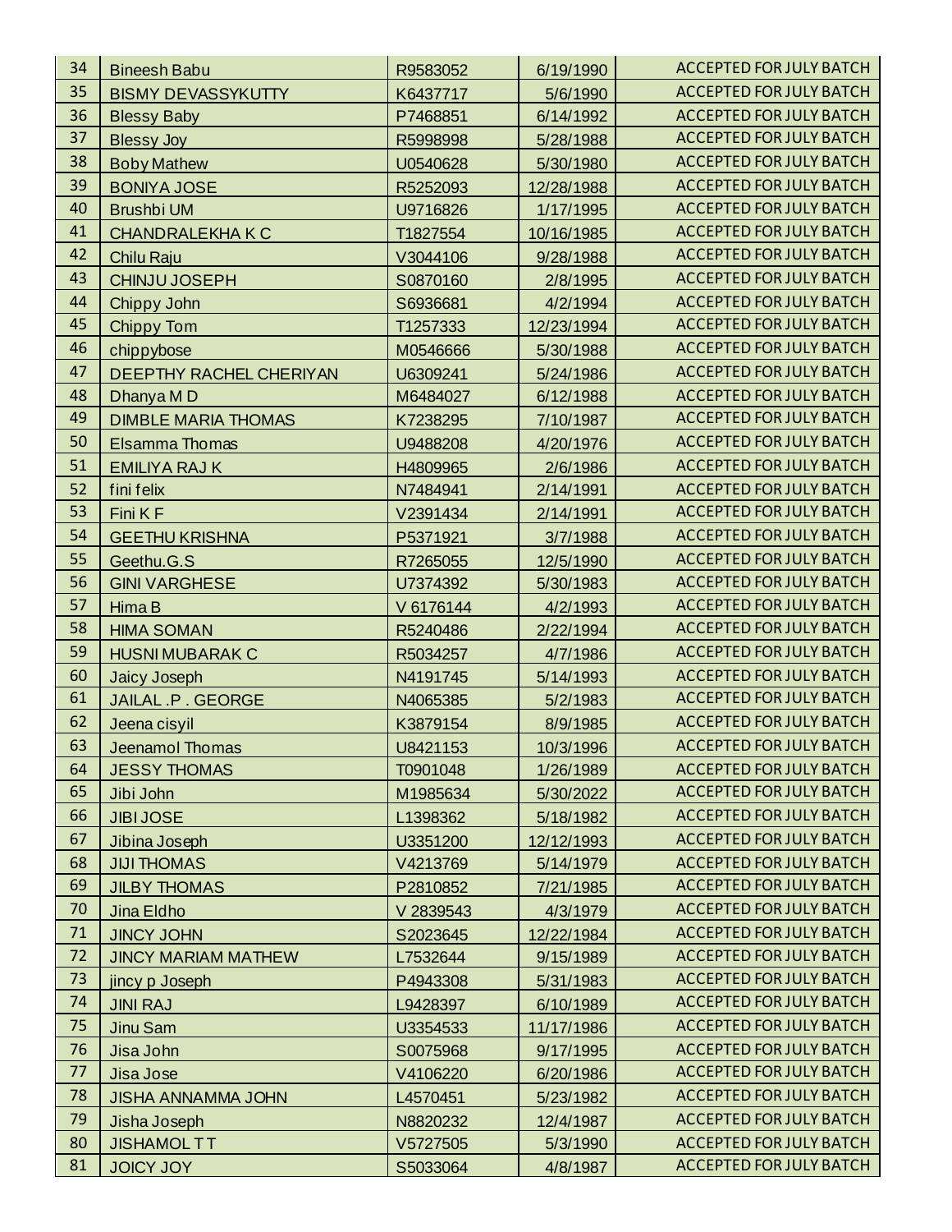| 34 | Bineesh Babu | R9583052 | 6/19/1990 | ACCEPTED FOR JULY BATCH |
|---|---|---|---|---|
| 35 | BISMY DEVASSYKUTTY | K6437717 | 5/6/1990 | ACCEPTED FOR JULY BATCH |
| 36 | Blessy Baby | P7468851 | 6/14/1992 | ACCEPTED FOR JULY BATCH |
| 37 | Blessy Joy | R5998998 | 5/28/1988 | ACCEPTED FOR JULY BATCH |
| 38 | Boby Mathew | U0540628 | 5/30/1980 | ACCEPTED FOR JULY BATCH |
| 39 | BONIYA JOSE | R5252093 | 12/28/1988 | ACCEPTED FOR JULY BATCH |
| 40 | Brushbi UM | U9716826 | 1/17/1995 | ACCEPTED FOR JULY BATCH |
| 41 | CHANDRALEKHA K C | T1827554 | 10/16/1985 | ACCEPTED FOR JULY BATCH |
| 42 | Chilu Raju | V3044106 | 9/28/1988 | ACCEPTED FOR JULY BATCH |
| 43 | CHINJU JOSEPH | S0870160 | 2/8/1995 | ACCEPTED FOR JULY BATCH |
| 44 | Chippy John | S6936681 | 4/2/1994 | ACCEPTED FOR JULY BATCH |
| 45 | Chippy Tom | T1257333 | 12/23/1994 | ACCEPTED FOR JULY BATCH |
| 46 | chippybose | M0546666 | 5/30/1988 | ACCEPTED FOR JULY BATCH |
| 47 | DEEPTHY RACHEL CHERIYAN | U6309241 | 5/24/1986 | ACCEPTED FOR JULY BATCH |
| 48 | Dhanya M D | M6484027 | 6/12/1988 | ACCEPTED FOR JULY BATCH |
| 49 | DIMBLE MARIA THOMAS | K7238295 | 7/10/1987 | ACCEPTED FOR JULY BATCH |
| 50 | Elsamma Thomas | U9488208 | 4/20/1976 | ACCEPTED FOR JULY BATCH |
| 51 | EMILIYA RAJ K | H4809965 | 2/6/1986 | ACCEPTED FOR JULY BATCH |
| 52 | fini felix | N7484941 | 2/14/1991 | ACCEPTED FOR JULY BATCH |
| 53 | Fini K F | V2391434 | 2/14/1991 | ACCEPTED FOR JULY BATCH |
| 54 | GEETHU KRISHNA | P5371921 | 3/7/1988 | ACCEPTED FOR JULY BATCH |
| 55 | Geethu.G.S | R7265055 | 12/5/1990 | ACCEPTED FOR JULY BATCH |
| 56 | GINI VARGHESE | U7374392 | 5/30/1983 | ACCEPTED FOR JULY BATCH |
| 57 | Hima B | V 6176144 | 4/2/1993 | ACCEPTED FOR JULY BATCH |
| 58 | HIMA SOMAN | R5240486 | 2/22/1994 | ACCEPTED FOR JULY BATCH |
| 59 | HUSNI MUBARAK C | R5034257 | 4/7/1986 | ACCEPTED FOR JULY BATCH |
| 60 | Jaicy Joseph | N4191745 | 5/14/1993 | ACCEPTED FOR JULY BATCH |
| 61 | JAILAL .P . GEORGE | N4065385 | 5/2/1983 | ACCEPTED FOR JULY BATCH |
| 62 | Jeena cisyil | K3879154 | 8/9/1985 | ACCEPTED FOR JULY BATCH |
| 63 | Jeenamol Thomas | U8421153 | 10/3/1996 | ACCEPTED FOR JULY BATCH |
| 64 | JESSY THOMAS | T0901048 | 1/26/1989 | ACCEPTED FOR JULY BATCH |
| 65 | Jibi John | M1985634 | 5/30/2022 | ACCEPTED FOR JULY BATCH |
| 66 | JIBI JOSE | L1398362 | 5/18/1982 | ACCEPTED FOR JULY BATCH |
| 67 | Jibina Joseph | U3351200 | 12/12/1993 | ACCEPTED FOR JULY BATCH |
| 68 | JIJI THOMAS | V4213769 | 5/14/1979 | ACCEPTED FOR JULY BATCH |
| 69 | JILBY THOMAS | P2810852 | 7/21/1985 | ACCEPTED FOR JULY BATCH |
| 70 | Jina Eldho | V 2839543 | 4/3/1979 | ACCEPTED FOR JULY BATCH |
| 71 | JINCY JOHN | S2023645 | 12/22/1984 | ACCEPTED FOR JULY BATCH |
| 72 | JINCY MARIAM MATHEW | L7532644 | 9/15/1989 | ACCEPTED FOR JULY BATCH |
| 73 | jincy p Joseph | P4943308 | 5/31/1983 | ACCEPTED FOR JULY BATCH |
| 74 | JINI RAJ | L9428397 | 6/10/1989 | ACCEPTED FOR JULY BATCH |
| 75 | Jinu Sam | U3354533 | 11/17/1986 | ACCEPTED FOR JULY BATCH |
| 76 | Jisa John | S0075968 | 9/17/1995 | ACCEPTED FOR JULY BATCH |
| 77 | Jisa Jose | V4106220 | 6/20/1986 | ACCEPTED FOR JULY BATCH |
| 78 | JISHA ANNAMMA JOHN | L4570451 | 5/23/1982 | ACCEPTED FOR JULY BATCH |
| 79 | Jisha Joseph | N8820232 | 12/4/1987 | ACCEPTED FOR JULY BATCH |
| 80 | JISHAMOL T T | V5727505 | 5/3/1990 | ACCEPTED FOR JULY BATCH |
| 81 | JOICY JOY | S5033064 | 4/8/1987 | ACCEPTED FOR JULY BATCH |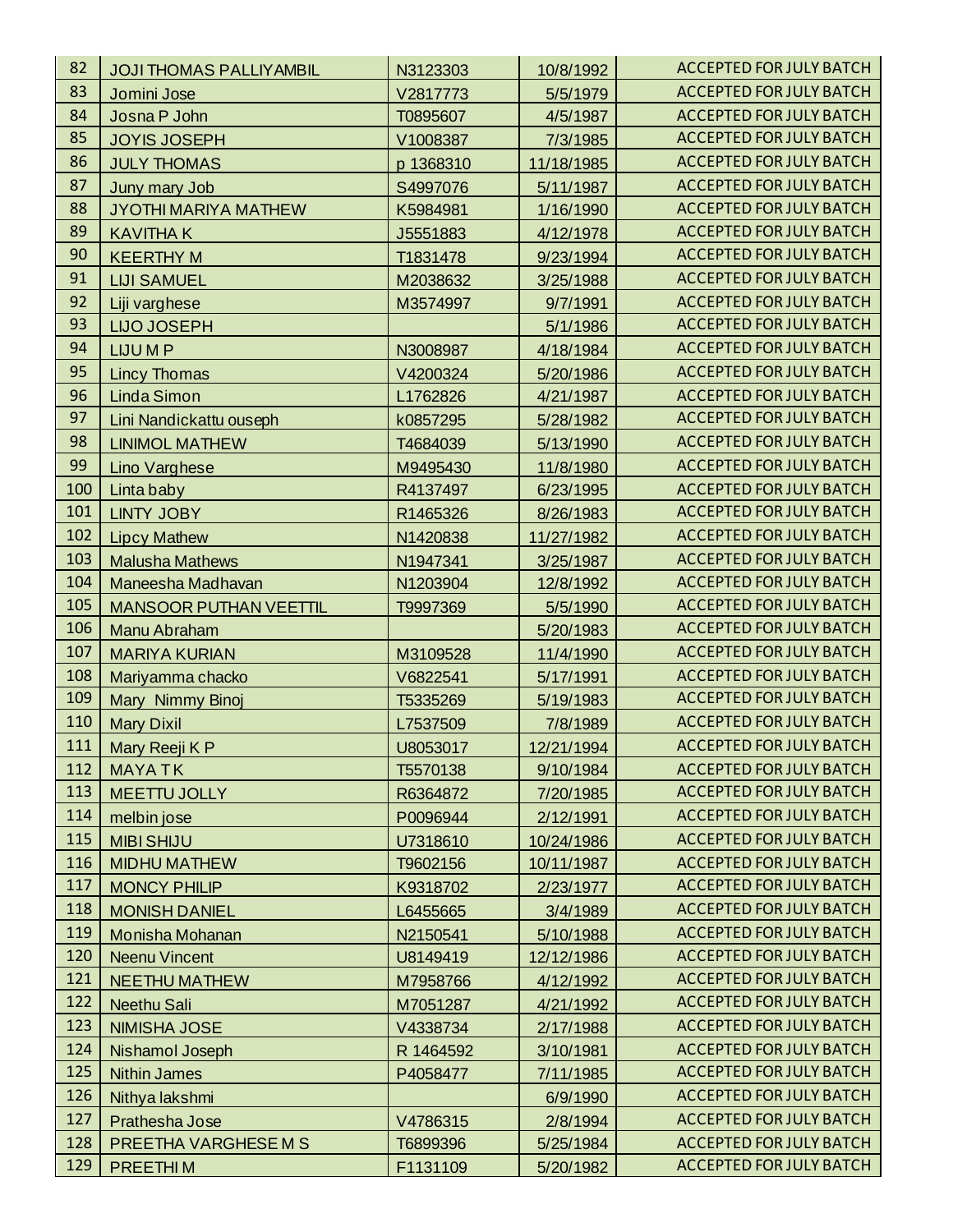| 82 | JOJI THOMAS PALLIYAMBIL | N3123303 | 10/8/1992 | ACCEPTED FOR JULY BATCH |
|---|---|---|---|---|
| 83 | Jomini Jose | V2817773 | 5/5/1979 | ACCEPTED FOR JULY BATCH |
| 84 | Josna P John | T0895607 | 4/5/1987 | ACCEPTED FOR JULY BATCH |
| 85 | JOYIS JOSEPH | V1008387 | 7/3/1985 | ACCEPTED FOR JULY BATCH |
| 86 | JULY THOMAS | p 1368310 | 11/18/1985 | ACCEPTED FOR JULY BATCH |
| 87 | Juny mary Job | S4997076 | 5/11/1987 | ACCEPTED FOR JULY BATCH |
| 88 | JYOTHI MARIYA MATHEW | K5984981 | 1/16/1990 | ACCEPTED FOR JULY BATCH |
| 89 | KAVITHA K | J5551883 | 4/12/1978 | ACCEPTED FOR JULY BATCH |
| 90 | KEERTHY M | T1831478 | 9/23/1994 | ACCEPTED FOR JULY BATCH |
| 91 | LIJI SAMUEL | M2038632 | 3/25/1988 | ACCEPTED FOR JULY BATCH |
| 92 | Liji varghese | M3574997 | 9/7/1991 | ACCEPTED FOR JULY BATCH |
| 93 | LIJO JOSEPH | | 5/1/1986 | ACCEPTED FOR JULY BATCH |
| 94 | LIJU M P | N3008987 | 4/18/1984 | ACCEPTED FOR JULY BATCH |
| 95 | Lincy Thomas | V4200324 | 5/20/1986 | ACCEPTED FOR JULY BATCH |
| 96 | Linda Simon | L1762826 | 4/21/1987 | ACCEPTED FOR JULY BATCH |
| 97 | Lini Nandickattu ouseph | k0857295 | 5/28/1982 | ACCEPTED FOR JULY BATCH |
| 98 | LINIMOL MATHEW | T4684039 | 5/13/1990 | ACCEPTED FOR JULY BATCH |
| 99 | Lino Varghese | M9495430 | 11/8/1980 | ACCEPTED FOR JULY BATCH |
| 100 | Linta baby | R4137497 | 6/23/1995 | ACCEPTED FOR JULY BATCH |
| 101 | LINTY JOBY | R1465326 | 8/26/1983 | ACCEPTED FOR JULY BATCH |
| 102 | Lipcy Mathew | N1420838 | 11/27/1982 | ACCEPTED FOR JULY BATCH |
| 103 | Malusha Mathews | N1947341 | 3/25/1987 | ACCEPTED FOR JULY BATCH |
| 104 | Maneesha Madhavan | N1203904 | 12/8/1992 | ACCEPTED FOR JULY BATCH |
| 105 | MANSOOR PUTHAN VEETTIL | T9997369 | 5/5/1990 | ACCEPTED FOR JULY BATCH |
| 106 | Manu Abraham | | 5/20/1983 | ACCEPTED FOR JULY BATCH |
| 107 | MARIYA KURIAN | M3109528 | 11/4/1990 | ACCEPTED FOR JULY BATCH |
| 108 | Mariyamma chacko | V6822541 | 5/17/1991 | ACCEPTED FOR JULY BATCH |
| 109 | Mary Nimmy Binoj | T5335269 | 5/19/1983 | ACCEPTED FOR JULY BATCH |
| 110 | Mary Dixil | L7537509 | 7/8/1989 | ACCEPTED FOR JULY BATCH |
| 111 | Mary Reeji K P | U8053017 | 12/21/1994 | ACCEPTED FOR JULY BATCH |
| 112 | MAYA T K | T5570138 | 9/10/1984 | ACCEPTED FOR JULY BATCH |
| 113 | MEETTU JOLLY | R6364872 | 7/20/1985 | ACCEPTED FOR JULY BATCH |
| 114 | melbin jose | P0096944 | 2/12/1991 | ACCEPTED FOR JULY BATCH |
| 115 | MIBI SHIJU | U7318610 | 10/24/1986 | ACCEPTED FOR JULY BATCH |
| 116 | MIDHU MATHEW | T9602156 | 10/11/1987 | ACCEPTED FOR JULY BATCH |
| 117 | MONCY PHILIP | K9318702 | 2/23/1977 | ACCEPTED FOR JULY BATCH |
| 118 | MONISH DANIEL | L6455665 | 3/4/1989 | ACCEPTED FOR JULY BATCH |
| 119 | Monisha Mohanan | N2150541 | 5/10/1988 | ACCEPTED FOR JULY BATCH |
| 120 | Neenu Vincent | U8149419 | 12/12/1986 | ACCEPTED FOR JULY BATCH |
| 121 | NEETHU MATHEW | M7958766 | 4/12/1992 | ACCEPTED FOR JULY BATCH |
| 122 | Neethu Sali | M7051287 | 4/21/1992 | ACCEPTED FOR JULY BATCH |
| 123 | NIMISHA JOSE | V4338734 | 2/17/1988 | ACCEPTED FOR JULY BATCH |
| 124 | Nishamol Joseph | R 1464592 | 3/10/1981 | ACCEPTED FOR JULY BATCH |
| 125 | Nithin James | P4058477 | 7/11/1985 | ACCEPTED FOR JULY BATCH |
| 126 | Nithya lakshmi | | 6/9/1990 | ACCEPTED FOR JULY BATCH |
| 127 | Prathesha Jose | V4786315 | 2/8/1994 | ACCEPTED FOR JULY BATCH |
| 128 | PREETHA VARGHESE M S | T6899396 | 5/25/1984 | ACCEPTED FOR JULY BATCH |
| 129 | PREETHI M | F1131109 | 5/20/1982 | ACCEPTED FOR JULY BATCH |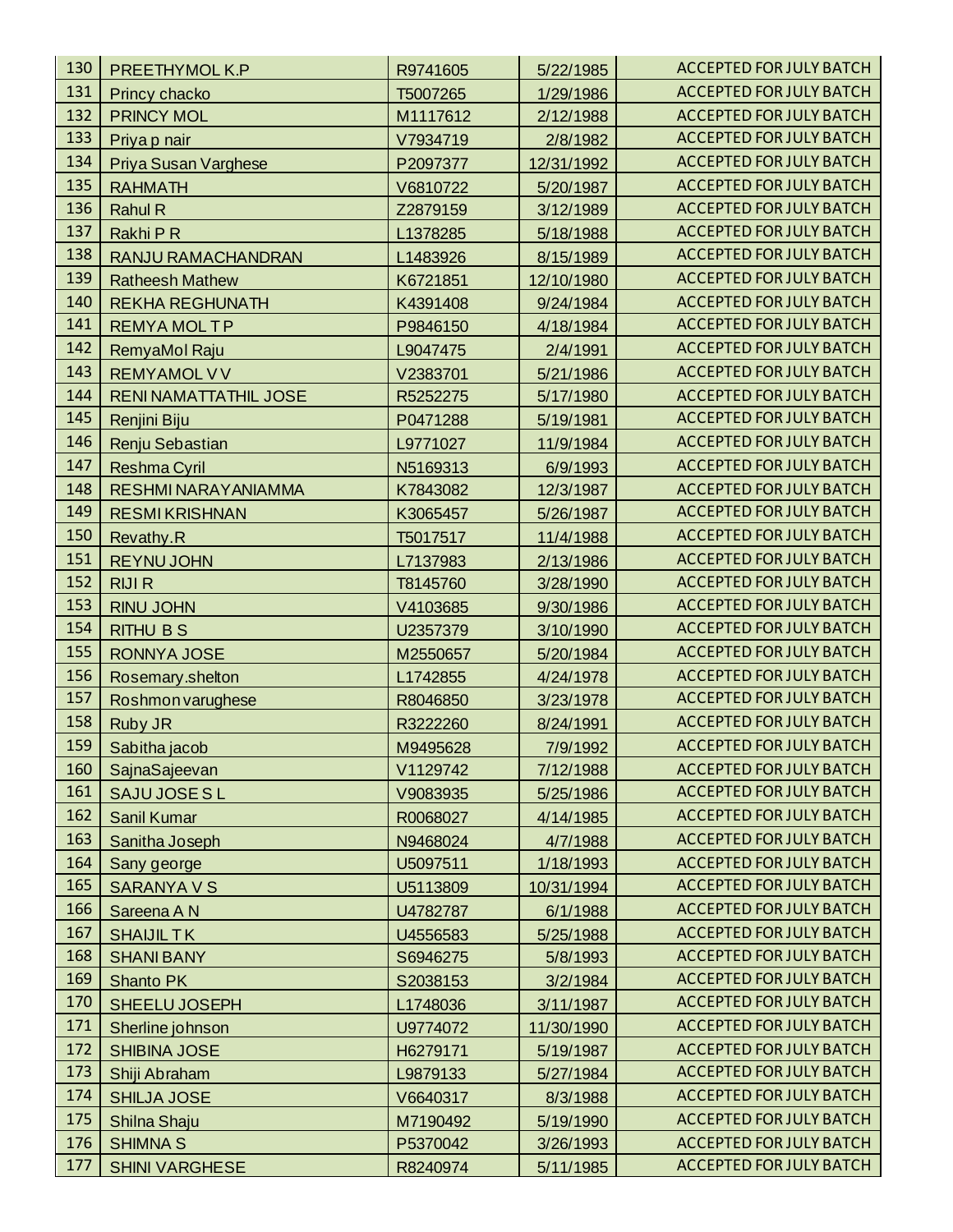| | | | | |
|---|---|---|---|---|
| 130 | PREETHYMOL K.P | R9741605 | 5/22/1985 | ACCEPTED FOR JULY BATCH |
| 131 | Princy chacko | T5007265 | 1/29/1986 | ACCEPTED FOR JULY BATCH |
| 132 | PRINCY MOL | M1117612 | 2/12/1988 | ACCEPTED FOR JULY BATCH |
| 133 | Priya p nair | V7934719 | 2/8/1982 | ACCEPTED FOR JULY BATCH |
| 134 | Priya Susan Varghese | P2097377 | 12/31/1992 | ACCEPTED FOR JULY BATCH |
| 135 | RAHMATH | V6810722 | 5/20/1987 | ACCEPTED FOR JULY BATCH |
| 136 | Rahul R | Z2879159 | 3/12/1989 | ACCEPTED FOR JULY BATCH |
| 137 | Rakhi P R | L1378285 | 5/18/1988 | ACCEPTED FOR JULY BATCH |
| 138 | RANJU RAMACHANDRAN | L1483926 | 8/15/1989 | ACCEPTED FOR JULY BATCH |
| 139 | Ratheesh Mathew | K6721851 | 12/10/1980 | ACCEPTED FOR JULY BATCH |
| 140 | REKHA REGHUNATH | K4391408 | 9/24/1984 | ACCEPTED FOR JULY BATCH |
| 141 | REMYA MOL T P | P9846150 | 4/18/1984 | ACCEPTED FOR JULY BATCH |
| 142 | RemyaMol Raju | L9047475 | 2/4/1991 | ACCEPTED FOR JULY BATCH |
| 143 | REMYAMOL V V | V2383701 | 5/21/1986 | ACCEPTED FOR JULY BATCH |
| 144 | RENI NAMATTATHIL JOSE | R5252275 | 5/17/1980 | ACCEPTED FOR JULY BATCH |
| 145 | Renjini Biju | P0471288 | 5/19/1981 | ACCEPTED FOR JULY BATCH |
| 146 | Renju Sebastian | L9771027 | 11/9/1984 | ACCEPTED FOR JULY BATCH |
| 147 | Reshma Cyril | N5169313 | 6/9/1993 | ACCEPTED FOR JULY BATCH |
| 148 | RESHMI NARAYANIAMMA | K7843082 | 12/3/1987 | ACCEPTED FOR JULY BATCH |
| 149 | RESMI KRISHNAN | K3065457 | 5/26/1987 | ACCEPTED FOR JULY BATCH |
| 150 | Revathy.R | T5017517 | 11/4/1988 | ACCEPTED FOR JULY BATCH |
| 151 | REYNU JOHN | L7137983 | 2/13/1986 | ACCEPTED FOR JULY BATCH |
| 152 | RIJI R | T8145760 | 3/28/1990 | ACCEPTED FOR JULY BATCH |
| 153 | RINU JOHN | V4103685 | 9/30/1986 | ACCEPTED FOR JULY BATCH |
| 154 | RITHU B S | U2357379 | 3/10/1990 | ACCEPTED FOR JULY BATCH |
| 155 | RONNYA JOSE | M2550657 | 5/20/1984 | ACCEPTED FOR JULY BATCH |
| 156 | Rosemary.shelton | L1742855 | 4/24/1978 | ACCEPTED FOR JULY BATCH |
| 157 | Roshmon varughese | R8046850 | 3/23/1978 | ACCEPTED FOR JULY BATCH |
| 158 | Ruby JR | R3222260 | 8/24/1991 | ACCEPTED FOR JULY BATCH |
| 159 | Sabitha jacob | M9495628 | 7/9/1992 | ACCEPTED FOR JULY BATCH |
| 160 | SajnaSajeevan | V1129742 | 7/12/1988 | ACCEPTED FOR JULY BATCH |
| 161 | SAJU JOSE S L | V9083935 | 5/25/1986 | ACCEPTED FOR JULY BATCH |
| 162 | Sanil Kumar | R0068027 | 4/14/1985 | ACCEPTED FOR JULY BATCH |
| 163 | Sanitha Joseph | N9468024 | 4/7/1988 | ACCEPTED FOR JULY BATCH |
| 164 | Sany george | U5097511 | 1/18/1993 | ACCEPTED FOR JULY BATCH |
| 165 | SARANYA V S | U5113809 | 10/31/1994 | ACCEPTED FOR JULY BATCH |
| 166 | Sareena A N | U4782787 | 6/1/1988 | ACCEPTED FOR JULY BATCH |
| 167 | SHAIJIL T K | U4556583 | 5/25/1988 | ACCEPTED FOR JULY BATCH |
| 168 | SHANI BANY | S6946275 | 5/8/1993 | ACCEPTED FOR JULY BATCH |
| 169 | Shanto PK | S2038153 | 3/2/1984 | ACCEPTED FOR JULY BATCH |
| 170 | SHEELU JOSEPH | L1748036 | 3/11/1987 | ACCEPTED FOR JULY BATCH |
| 171 | Sherline johnson | U9774072 | 11/30/1990 | ACCEPTED FOR JULY BATCH |
| 172 | SHIBINA JOSE | H6279171 | 5/19/1987 | ACCEPTED FOR JULY BATCH |
| 173 | Shiji Abraham | L9879133 | 5/27/1984 | ACCEPTED FOR JULY BATCH |
| 174 | SHILJA JOSE | V6640317 | 8/3/1988 | ACCEPTED FOR JULY BATCH |
| 175 | Shilna Shaju | M7190492 | 5/19/1990 | ACCEPTED FOR JULY BATCH |
| 176 | SHIMNA S | P5370042 | 3/26/1993 | ACCEPTED FOR JULY BATCH |
| 177 | SHINI VARGHESE | R8240974 | 5/11/1985 | ACCEPTED FOR JULY BATCH |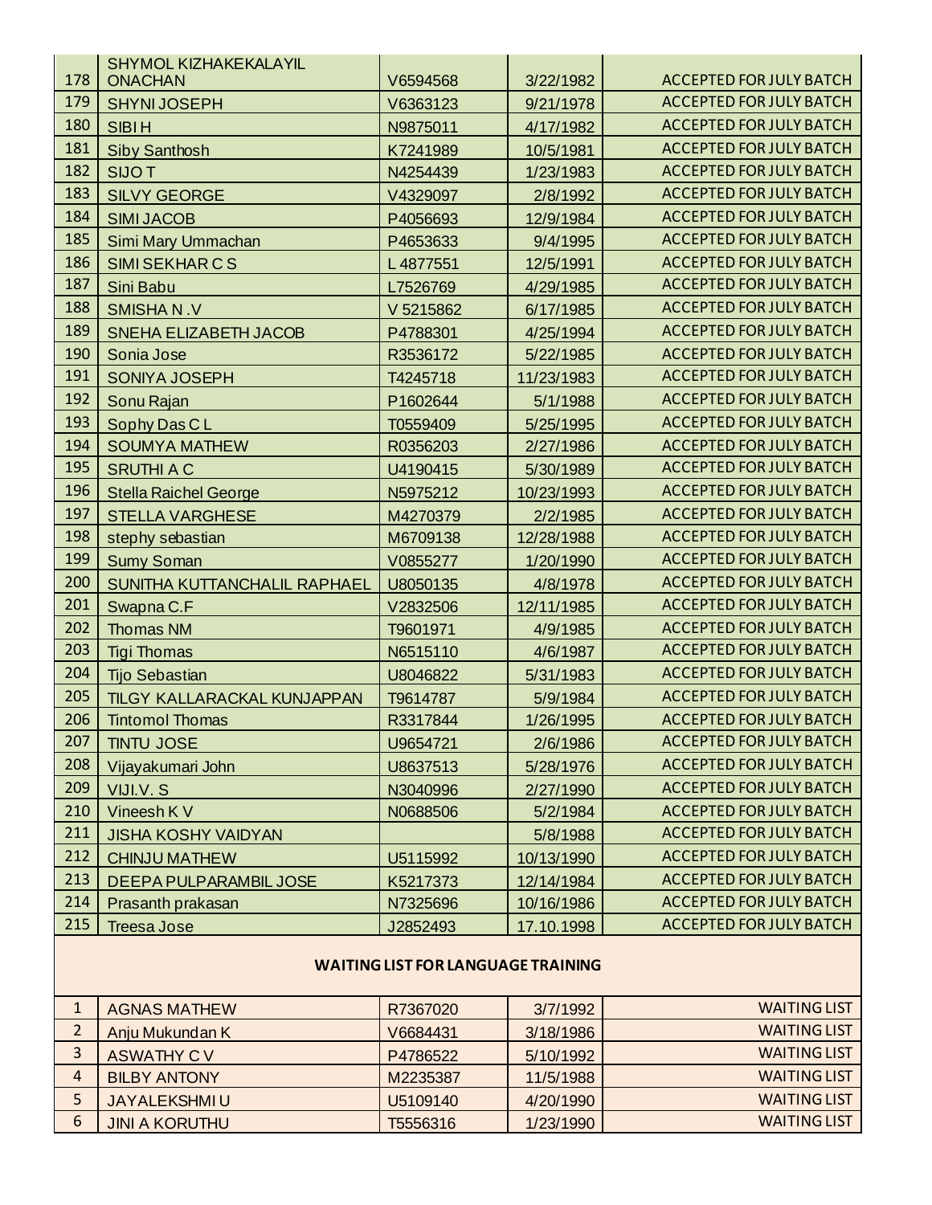| | | | | |
|---|---|---|---|---|
| 178 | SHYMOL KIZHAKEKALAYIL ONACHAN | V6594568 | 3/22/1982 | ACCEPTED FOR JULY BATCH |
| 179 | SHYNI JOSEPH | V6363123 | 9/21/1978 | ACCEPTED FOR JULY BATCH |
| 180 | SIBI H | N9875011 | 4/17/1982 | ACCEPTED FOR JULY BATCH |
| 181 | Siby Santhosh | K7241989 | 10/5/1981 | ACCEPTED FOR JULY BATCH |
| 182 | SIJO T | N4254439 | 1/23/1983 | ACCEPTED FOR JULY BATCH |
| 183 | SILVY GEORGE | V4329097 | 2/8/1992 | ACCEPTED FOR JULY BATCH |
| 184 | SIMI JACOB | P4056693 | 12/9/1984 | ACCEPTED FOR JULY BATCH |
| 185 | Simi Mary Ummachan | P4653633 | 9/4/1995 | ACCEPTED FOR JULY BATCH |
| 186 | SIMI SEKHAR C S | L 4877551 | 12/5/1991 | ACCEPTED FOR JULY BATCH |
| 187 | Sini Babu | L7526769 | 4/29/1985 | ACCEPTED FOR JULY BATCH |
| 188 | SMISHA N .V | V 5215862 | 6/17/1985 | ACCEPTED FOR JULY BATCH |
| 189 | SNEHA ELIZABETH JACOB | P4788301 | 4/25/1994 | ACCEPTED FOR JULY BATCH |
| 190 | Sonia Jose | R3536172 | 5/22/1985 | ACCEPTED FOR JULY BATCH |
| 191 | SONIYA JOSEPH | T4245718 | 11/23/1983 | ACCEPTED FOR JULY BATCH |
| 192 | Sonu Rajan | P1602644 | 5/1/1988 | ACCEPTED FOR JULY BATCH |
| 193 | Sophy Das C L | T0559409 | 5/25/1995 | ACCEPTED FOR JULY BATCH |
| 194 | SOUMYA MATHEW | R0356203 | 2/27/1986 | ACCEPTED FOR JULY BATCH |
| 195 | SRUTHI A C | U4190415 | 5/30/1989 | ACCEPTED FOR JULY BATCH |
| 196 | Stella Raichel George | N5975212 | 10/23/1993 | ACCEPTED FOR JULY BATCH |
| 197 | STELLA VARGHESE | M4270379 | 2/2/1985 | ACCEPTED FOR JULY BATCH |
| 198 | stephy sebastian | M6709138 | 12/28/1988 | ACCEPTED FOR JULY BATCH |
| 199 | Sumy Soman | V0855277 | 1/20/1990 | ACCEPTED FOR JULY BATCH |
| 200 | SUNITHA KUTTANCHALIL RAPHAEL | U8050135 | 4/8/1978 | ACCEPTED FOR JULY BATCH |
| 201 | Swapna C.F | V2832506 | 12/11/1985 | ACCEPTED FOR JULY BATCH |
| 202 | Thomas NM | T9601971 | 4/9/1985 | ACCEPTED FOR JULY BATCH |
| 203 | Tigi Thomas | N6515110 | 4/6/1987 | ACCEPTED FOR JULY BATCH |
| 204 | Tijo Sebastian | U8046822 | 5/31/1983 | ACCEPTED FOR JULY BATCH |
| 205 | TILGY KALLARACKAL KUNJAPPAN | T9614787 | 5/9/1984 | ACCEPTED FOR JULY BATCH |
| 206 | Tintomol Thomas | R3317844 | 1/26/1995 | ACCEPTED FOR JULY BATCH |
| 207 | TINTU JOSE | U9654721 | 2/6/1986 | ACCEPTED FOR JULY BATCH |
| 208 | Vijayakumari John | U8637513 | 5/28/1976 | ACCEPTED FOR JULY BATCH |
| 209 | VIJI.V. S | N3040996 | 2/27/1990 | ACCEPTED FOR JULY BATCH |
| 210 | Vineesh K V | N0688506 | 5/2/1984 | ACCEPTED FOR JULY BATCH |
| 211 | JISHA KOSHY VAIDYAN | | 5/8/1988 | ACCEPTED FOR JULY BATCH |
| 212 | CHINJU MATHEW | U5115992 | 10/13/1990 | ACCEPTED FOR JULY BATCH |
| 213 | DEEPA PULPARAMBIL JOSE | K5217373 | 12/14/1984 | ACCEPTED FOR JULY BATCH |
| 214 | Prasanth prakasan | N7325696 | 10/16/1986 | ACCEPTED FOR JULY BATCH |
| 215 | Treesa Jose | J2852493 | 17.10.1998 | ACCEPTED FOR JULY BATCH |

**WAITING LIST FOR LANGUAGE TRAINING**

| | | | | |
|---|---|---|---|---|
| 1 | AGNAS MATHEW | R7367020 | 3/7/1992 | WAITING LIST |
| 2 | Anju Mukundan K | V6684431 | 3/18/1986 | WAITING LIST |
| 3 | ASWATHY C V | P4786522 | 5/10/1992 | WAITING LIST |
| 4 | BILBY ANTONY | M2235387 | 11/5/1988 | WAITING LIST |
| 5 | JAYALEKSHMI U | U5109140 | 4/20/1990 | WAITING LIST |
| 6 | JINI A KORUTHU | T5556316 | 1/23/1990 | WAITING LIST |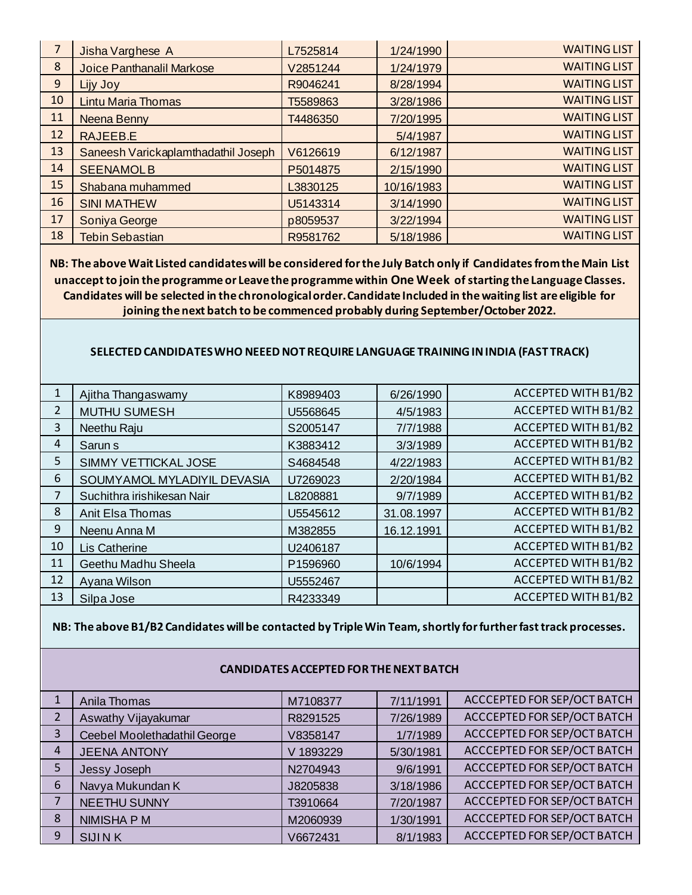| | | | | |
|---|---|---|---|---|
| 7 | Jisha Varghese A | L7525814 | 1/24/1990 | WAITING LIST |
| 8 | Joice Panthanalil Markose | V2851244 | 1/24/1979 | WAITING LIST |
| 9 | Lijy Joy | R9046241 | 8/28/1994 | WAITING LIST |
| 10 | Lintu Maria Thomas | T5589863 | 3/28/1986 | WAITING LIST |
| 11 | Neena Benny | T4486350 | 7/20/1995 | WAITING LIST |
| 12 | RAJEEB.E | | 5/4/1987 | WAITING LIST |
| 13 | Saneesh Varickaplamthadathil Joseph | V6126619 | 6/12/1987 | WAITING LIST |
| 14 | SEENAMOL B | P5014875 | 2/15/1990 | WAITING LIST |
| 15 | Shabana muhammed | L3830125 | 10/16/1983 | WAITING LIST |
| 16 | SINI MATHEW | U5143314 | 3/14/1990 | WAITING LIST |
| 17 | Soniya George | p8059537 | 3/22/1994 | WAITING LIST |
| 18 | Tebin Sebastian | R9581762 | 5/18/1986 | WAITING LIST |

**NB: The above Wait Listed candidates will be considered for the July Batch only if Candidates from the Main List unaccept to join the programme or Leave the programme within One Week of starting the Language Classes. Candidates will be selected in the chronological order. Candidate Included in the waiting list are eligible for joining the next batch to be commenced probably during September/October 2022.**

**SELECTED CANDIDATES WHO NEEED NOT REQUIRE LANGUAGE TRAINING IN INDIA (FAST TRACK)**

| | | | | |
|---|---|---|---|---|
| 1 | Ajitha Thangaswamy | K8989403 | 6/26/1990 | ACCEPTED WITH B1/B2 |
| 2 | MUTHU SUMESH | U5568645 | 4/5/1983 | ACCEPTED WITH B1/B2 |
| 3 | Neethu Raju | S2005147 | 7/7/1988 | ACCEPTED WITH B1/B2 |
| 4 | Sarun s | K3883412 | 3/3/1989 | ACCEPTED WITH B1/B2 |
| 5 | SIMMY VETTICKAL JOSE | S4684548 | 4/22/1983 | ACCEPTED WITH B1/B2 |
| 6 | SOUMYAMOL MYLADIYIL DEVASIA | U7269023 | 2/20/1984 | ACCEPTED WITH B1/B2 |
| 7 | Suchithra irishikesan Nair | L8208881 | 9/7/1989 | ACCEPTED WITH B1/B2 |
| 8 | Anit Elsa Thomas | U5545612 | 31.08.1997 | ACCEPTED WITH B1/B2 |
| 9 | Neenu Anna M | M382855 | 16.12.1991 | ACCEPTED WITH B1/B2 |
| 10 | Lis Catherine | U2406187 | | ACCEPTED WITH B1/B2 |
| 11 | Geethu Madhu Sheela | P1596960 | 10/6/1994 | ACCEPTED WITH B1/B2 |
| 12 | Ayana Wilson | U5552467 | | ACCEPTED WITH B1/B2 |
| 13 | Silpa Jose | R4233349 | | ACCEPTED WITH B1/B2 |

**NB: The above B1/B2 Candidates will be contacted by Triple Win Team, shortly for further fast track processes.**

**CANDIDATES ACCEPTED FOR THE NEXT BATCH**

| | | | | |
|---|---|---|---|---|
| 1 | Anila Thomas | M7108377 | 7/11/1991 | ACCCEPTED FOR SEP/OCT BATCH |
| 2 | Aswathy Vijayakumar | R8291525 | 7/26/1989 | ACCCEPTED FOR SEP/OCT BATCH |
| 3 | Ceebel Moolethadathil George | V8358147 | 1/7/1989 | ACCCEPTED FOR SEP/OCT BATCH |
| 4 | JEENA ANTONY | V 1893229 | 5/30/1981 | ACCCEPTED FOR SEP/OCT BATCH |
| 5 | Jessy Joseph | N2704943 | 9/6/1991 | ACCCEPTED FOR SEP/OCT BATCH |
| 6 | Navya Mukundan K | J8205838 | 3/18/1986 | ACCCEPTED FOR SEP/OCT BATCH |
| 7 | NEETHU SUNNY | T3910664 | 7/20/1987 | ACCCEPTED FOR SEP/OCT BATCH |
| 8 | NIMISHA P M | M2060939 | 1/30/1991 | ACCCEPTED FOR SEP/OCT BATCH |
| 9 | SIJI N K | V6672431 | 8/1/1983 | ACCCEPTED FOR SEP/OCT BATCH |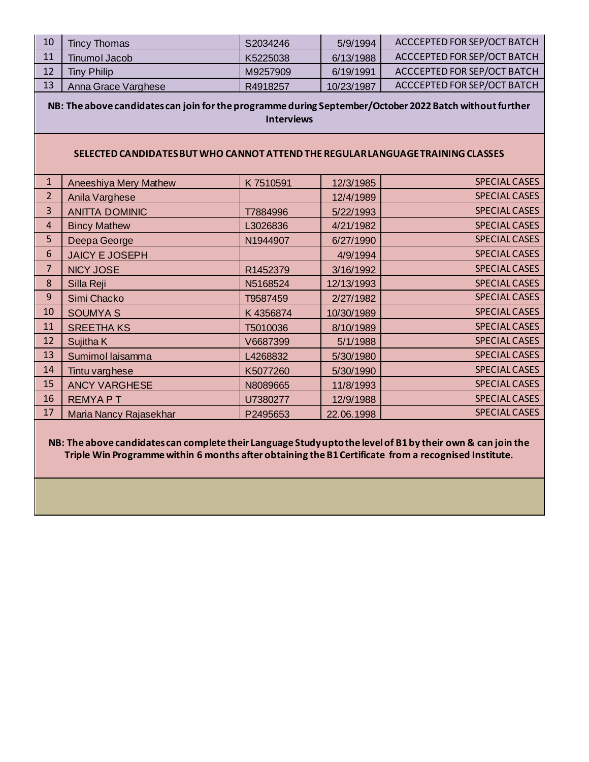| | | | | |
|---|---|---|---|---|
| 10 | Tincy Thomas | S2034246 | 5/9/1994 | ACCCEPTED FOR SEP/OCT BATCH |
| 11 | Tinumol Jacob | K5225038 | 6/13/1988 | ACCCEPTED FOR SEP/OCT BATCH |
| 12 | Tiny Philip | M9257909 | 6/19/1991 | ACCCEPTED FOR SEP/OCT BATCH |
| 13 | Anna Grace Varghese | R4918257 | 10/23/1987 | ACCCEPTED FOR SEP/OCT BATCH |

**NB: The above candidates can join for the programme during September/October 2022 Batch without further Interviews**

**SELECTED CANDIDATES BUT WHO CANNOT ATTEND THE REGULAR LANGUAGE TRAINING CLASSES**

| | | | | |
|---|---|---|---|---|
| 1 | Aneeshiya Mery Mathew | K 7510591 | 12/3/1985 | SPECIAL CASES |
| 2 | Anila Varghese | | 12/4/1989 | SPECIAL CASES |
| 3 | ANITTA DOMINIC | T7884996 | 5/22/1993 | SPECIAL CASES |
| 4 | Bincy Mathew | L3026836 | 4/21/1982 | SPECIAL CASES |
| 5 | Deepa George | N1944907 | 6/27/1990 | SPECIAL CASES |
| 6 | JAICY E JOSEPH | | 4/9/1994 | SPECIAL CASES |
| 7 | NICY JOSE | R1452379 | 3/16/1992 | SPECIAL CASES |
| 8 | Silla Reji | N5168524 | 12/13/1993 | SPECIAL CASES |
| 9 | Simi Chacko | T9587459 | 2/27/1982 | SPECIAL CASES |
| 10 | SOUMYA S | K 4356874 | 10/30/1989 | SPECIAL CASES |
| 11 | SREETHA KS | T5010036 | 8/10/1989 | SPECIAL CASES |
| 12 | Sujitha K | V6687399 | 5/1/1988 | SPECIAL CASES |
| 13 | Sumimol laisamma | L4268832 | 5/30/1980 | SPECIAL CASES |
| 14 | Tintu varghese | K5077260 | 5/30/1990 | SPECIAL CASES |
| 15 | ANCY VARGHESE | N8089665 | 11/8/1993 | SPECIAL CASES |
| 16 | REMYA P T | U7380277 | 12/9/1988 | SPECIAL CASES |
| 17 | Maria Nancy Rajasekhar | P2495653 | 22.06.1998 | SPECIAL CASES |

**NB: The above candidates can complete their Language Study upto the level of B1 by their own & can join the Triple Win Programme within 6 months after obtaining the B1 Certificate from a recognised Institute.**